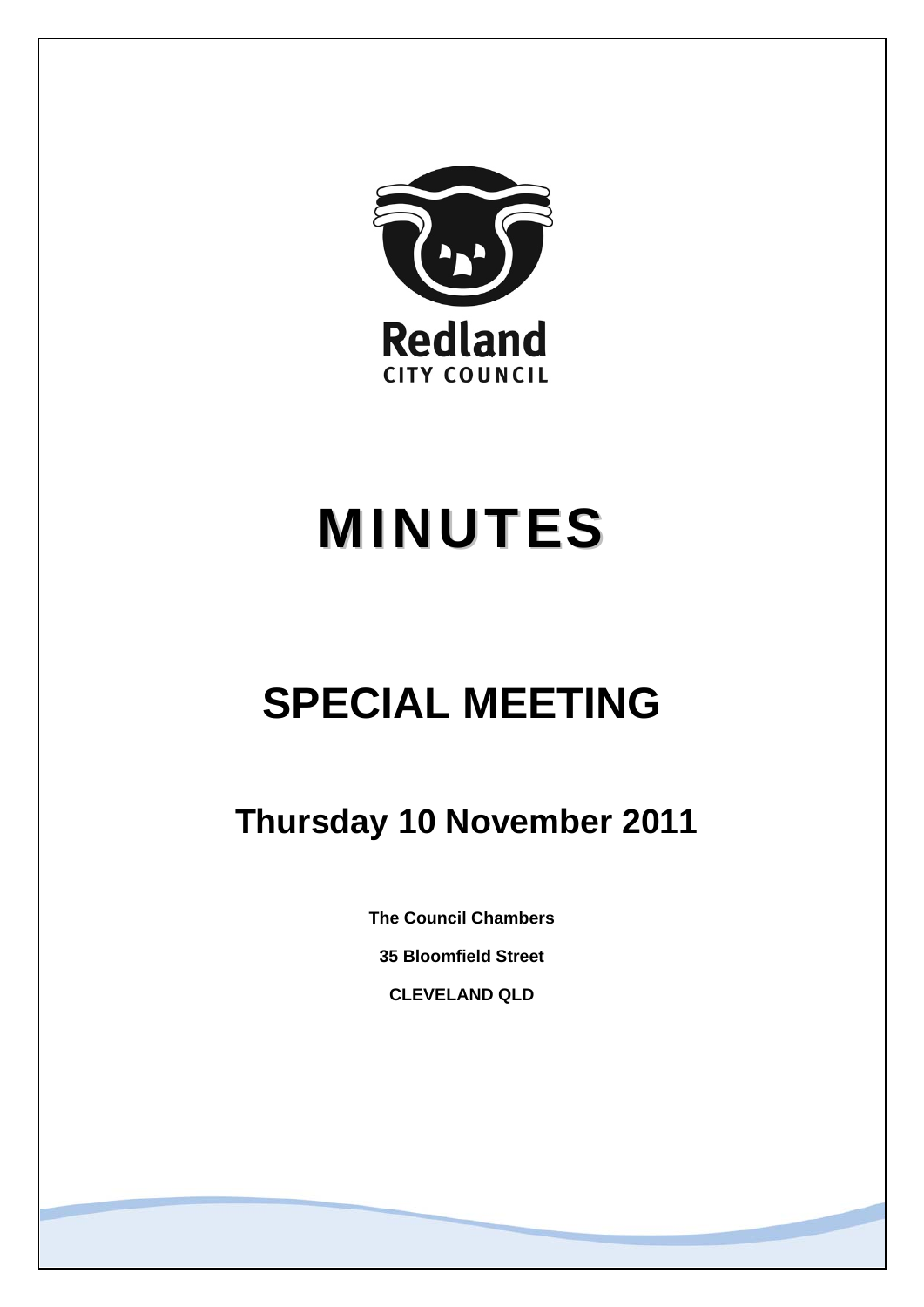Redland

CITY COUNCIL

# MINUTES

# SPECIAL MEETING

## Thursday 10 November 2011

**The Council Chambers**

**35 Bloomfield Street**

**CLEVELAND QLD**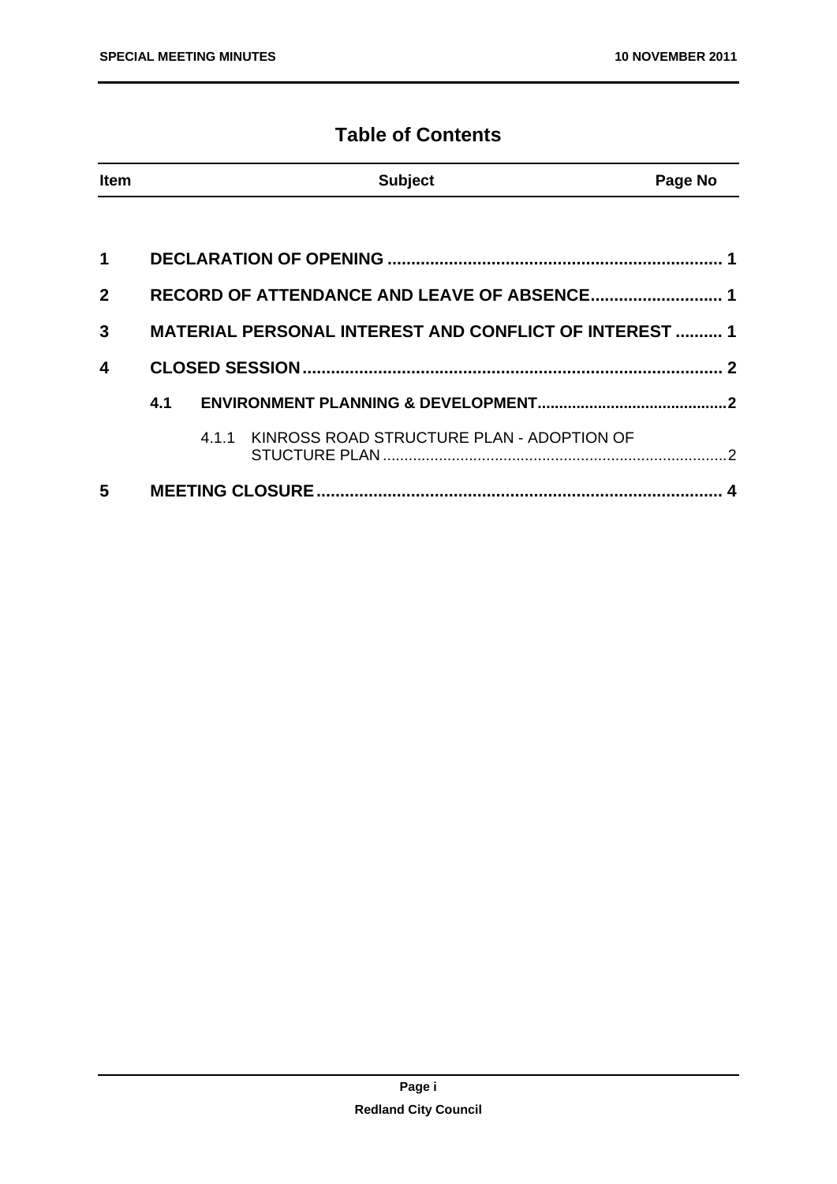# Table of Contents

| Item | Subject | Page No |
|---|---|---|
| **1** | **DECLARATION OF OPENING** | **1** |
| **2** | **RECORD OF ATTENDANCE AND LEAVE OF ABSENCE** | **1** |
| **3** | **MATERIAL PERSONAL INTEREST AND CONFLICT OF INTEREST** | **1** |
| **4** | **CLOSED SESSION** | **2** |
| **4.1** | **ENVIRONMENT PLANNING & DEVELOPMENT** | **2** |
| 4.1.1 | KINROSS ROAD STRUCTURE PLAN - ADOPTION OF STUCTURE PLAN | 2 |
| **5** | **MEETING CLOSURE** | **4** |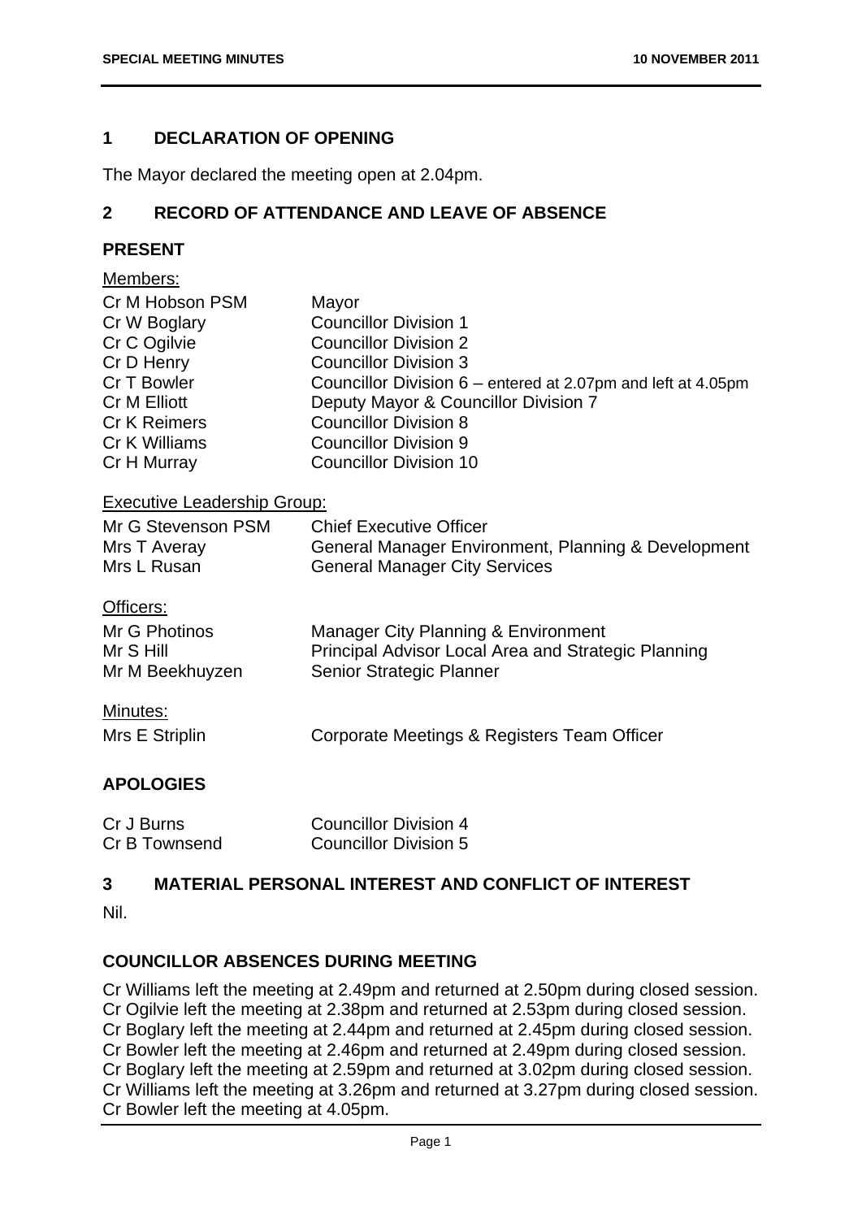## 1 DECLARATION OF OPENING

The Mayor declared the meeting open at 2.04pm.

## 2 RECORD OF ATTENDANCE AND LEAVE OF ABSENCE

### PRESENT

Members:

| | |
|---|---|
| Cr M Hobson PSM | Mayor |
| Cr W Boglary | Councillor Division 1 |
| Cr C Ogilvie | Councillor Division 2 |
| Cr D Henry | Councillor Division 3 |
| Cr T Bowler | Councillor Division 6 – entered at 2.07pm and left at 4.05pm |
| Cr M Elliott | Deputy Mayor & Councillor Division 7 |
| Cr K Reimers | Councillor Division 8 |
| Cr K Williams | Councillor Division 9 |
| Cr H Murray | Councillor Division 10 |

Executive Leadership Group:

| | |
|---|---|
| Mr G Stevenson PSM | Chief Executive Officer |
| Mrs T Averay | General Manager Environment, Planning & Development |
| Mrs L Rusan | General Manager City Services |

Officers:

| | |
|---|---|
| Mr G Photinos | Manager City Planning & Environment |
| Mr S Hill | Principal Advisor Local Area and Strategic Planning |
| Mr M Beekhuyzen | Senior Strategic Planner |

Minutes:

| | |
|---|---|
| Mrs E Striplin | Corporate Meetings & Registers Team Officer |

### APOLOGIES

| | |
|---|---|
| Cr J Burns | Councillor Division 4 |
| Cr B Townsend | Councillor Division 5 |

## 3 MATERIAL PERSONAL INTEREST AND CONFLICT OF INTEREST

Nil.

### COUNCILLOR ABSENCES DURING MEETING

Cr Williams left the meeting at 2.49pm and returned at 2.50pm during closed session.
Cr Ogilvie left the meeting at 2.38pm and returned at 2.53pm during closed session.
Cr Boglary left the meeting at 2.44pm and returned at 2.45pm during closed session.
Cr Bowler left the meeting at 2.46pm and returned at 2.49pm during closed session.
Cr Boglary left the meeting at 2.59pm and returned at 3.02pm during closed session.
Cr Williams left the meeting at 3.26pm and returned at 3.27pm during closed session.
Cr Bowler left the meeting at 4.05pm.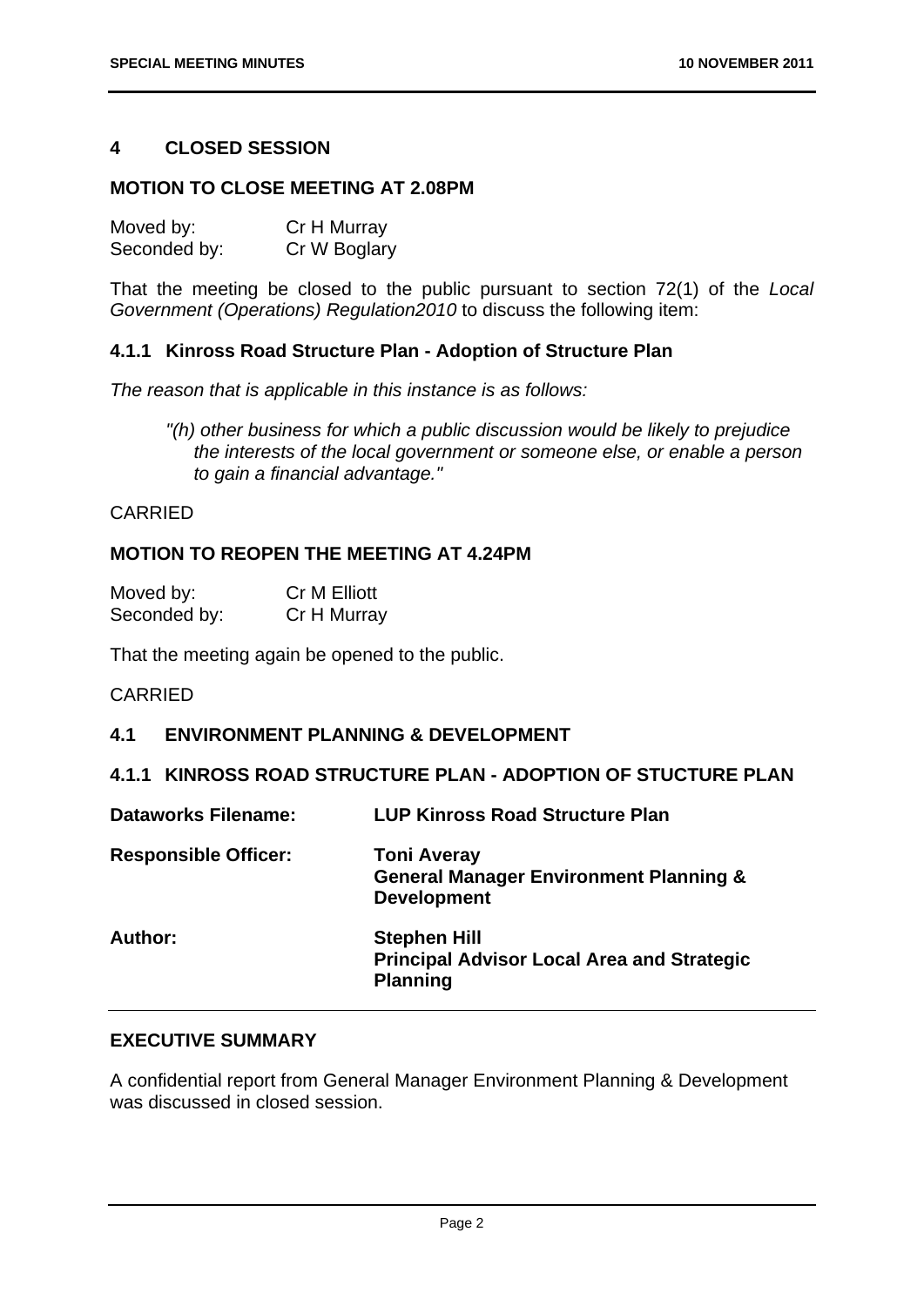## 4 CLOSED SESSION

### MOTION TO CLOSE MEETING AT 2.08PM

| | |
|---|---|
| Moved by: | Cr H Murray |
| Seconded by: | Cr W Boglary |

That the meeting be closed to the public pursuant to section 72(1) of the *Local Government (Operations) Regulation2010* to discuss the following item:

### 4.1.1 Kinross Road Structure Plan - Adoption of Structure Plan

*The reason that is applicable in this instance is as follows:*

> *"(h) other business for which a public discussion would be likely to prejudice the interests of the local government or someone else, or enable a person to gain a financial advantage."*

CARRIED

### MOTION TO REOPEN THE MEETING AT 4.24PM

| | |
|---|---|
| Moved by: | Cr M Elliott |
| Seconded by: | Cr H Murray |

That the meeting again be opened to the public.

CARRIED

## 4.1 ENVIRONMENT PLANNING & DEVELOPMENT

### 4.1.1 KINROSS ROAD STRUCTURE PLAN - ADOPTION OF STUCTURE PLAN

| | |
|---|---|
| **Dataworks Filename:** | **LUP Kinross Road Structure Plan** |
| **Responsible Officer:** | **Toni Averay**<br>**General Manager Environment Planning & Development** |
| **Author:** | **Stephen Hill**<br>**Principal Advisor Local Area and Strategic Planning** |

### EXECUTIVE SUMMARY

A confidential report from General Manager Environment Planning & Development was discussed in closed session.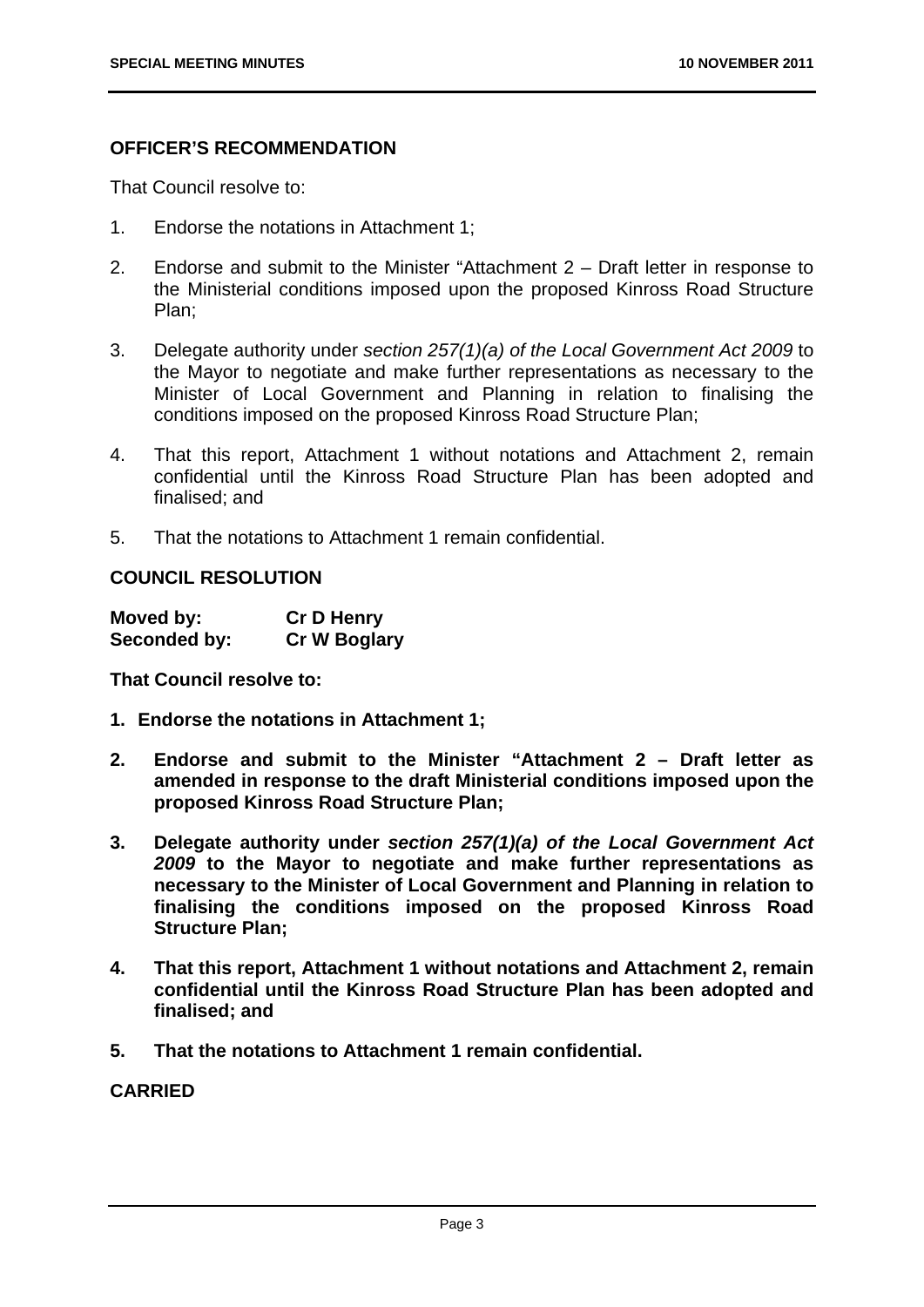**OFFICER'S RECOMMENDATION**

That Council resolve to:

1. Endorse the notations in Attachment 1;
2. Endorse and submit to the Minister "Attachment 2 – Draft letter in response to the Ministerial conditions imposed upon the proposed Kinross Road Structure Plan;
3. Delegate authority under *section 257(1)(a) of the Local Government Act 2009* to the Mayor to negotiate and make further representations as necessary to the Minister of Local Government and Planning in relation to finalising the conditions imposed on the proposed Kinross Road Structure Plan;
4. That this report, Attachment 1 without notations and Attachment 2, remain confidential until the Kinross Road Structure Plan has been adopted and finalised; and
5. That the notations to Attachment 1 remain confidential.

**COUNCIL RESOLUTION**

| **Moved by:** | **Cr D Henry** |
|---|---|
| **Seconded by:** | **Cr W Boglary** |

**That Council resolve to:**

1. **Endorse the notations in Attachment 1;**
2. **Endorse and submit to the Minister "Attachment 2 – Draft letter as amended in response to the draft Ministerial conditions imposed upon the proposed Kinross Road Structure Plan;**
3. **Delegate authority under *section 257(1)(a) of the Local Government Act 2009* to the Mayor to negotiate and make further representations as necessary to the Minister of Local Government and Planning in relation to finalising the conditions imposed on the proposed Kinross Road Structure Plan;**
4. **That this report, Attachment 1 without notations and Attachment 2, remain confidential until the Kinross Road Structure Plan has been adopted and finalised; and**
5. **That the notations to Attachment 1 remain confidential.**

**CARRIED**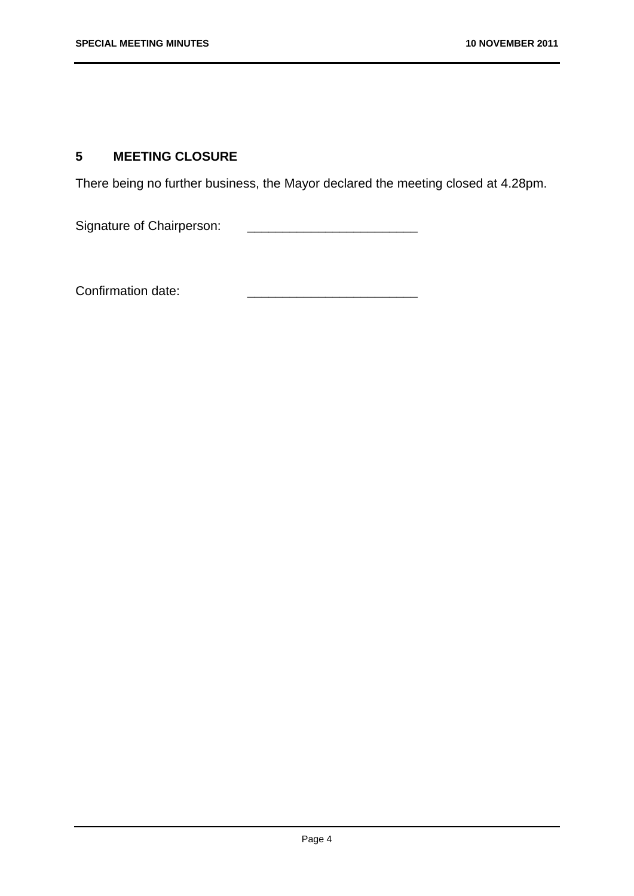## 5 MEETING CLOSURE

There being no further business, the Mayor declared the meeting closed at 4.28pm.

Signature of Chairperson: ________________________

Confirmation date: ________________________